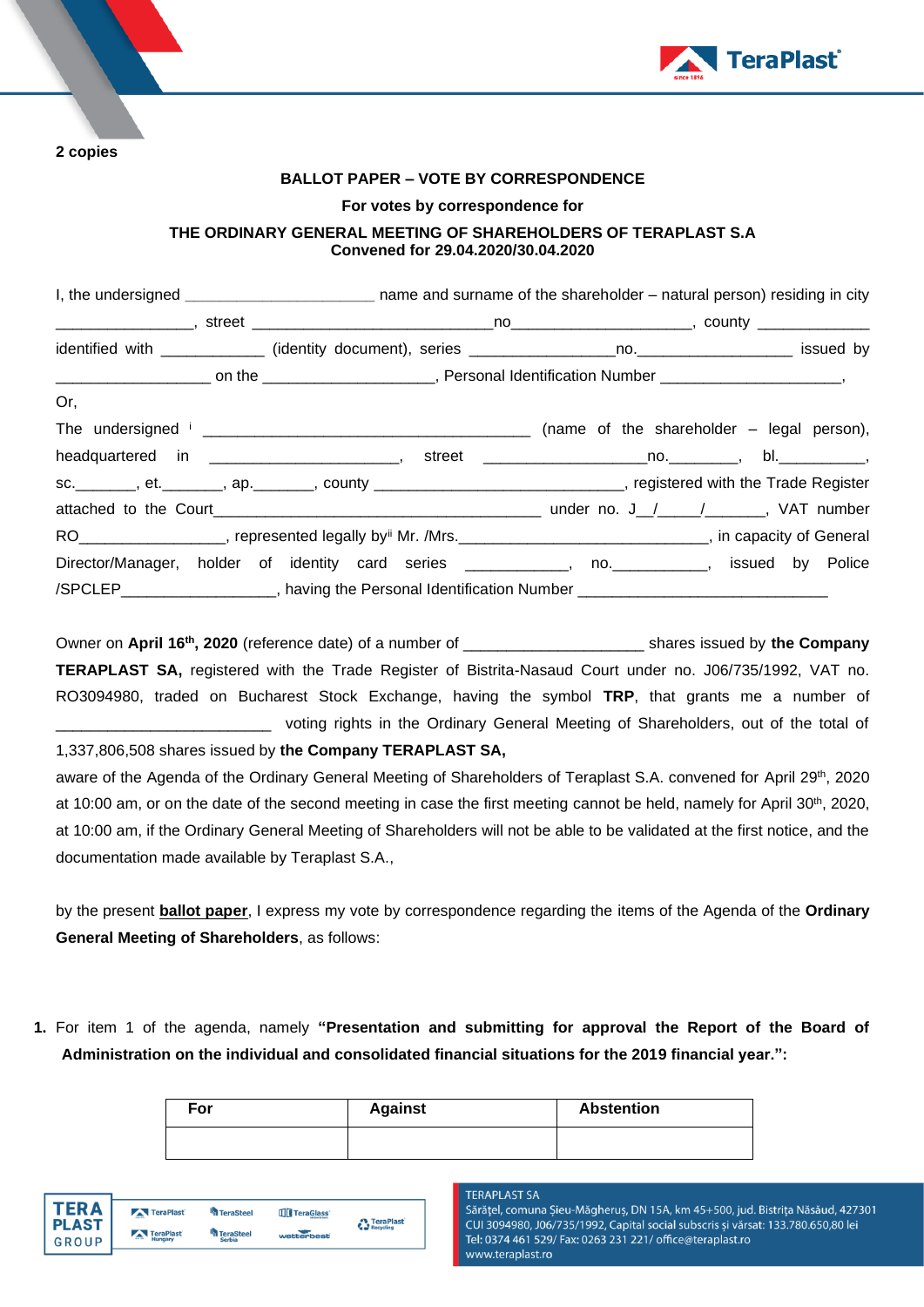**2 copies**

**BALLOT PAPER – VOTE BY CORRESPONDENCE**

**For votes by correspondence for**

**THE ORDINARY GENERAL MEETING OF SHAREHOLDERS OF TERAPLAST S.A**
**Convened for 29.04.2020/30.04.2020**

I, the undersigned ______________________ name and surname of the shareholder – natural person) residing in city ________________, street ____________________________no____________________, county _____________ identified with ____________ (identity document), series ________________no.__________________ issued by __________________ on the ____________________, Personal Identification Number _____________________,

Or,

The undersigned [i] ______________________________________ (name of the shareholder – legal person), headquartered in ______________________, street ___________________no.________, bl.__________, sc._______, et._______, ap._______, county _____________________________, registered with the Trade Register attached to the Court_______________________________________ under no. J__/_____/_______, VAT number RO________________, represented legally by[ii] Mr. /Mrs._______________________________, in capacity of General Director/Manager, holder of identity card series ___________, no.___________, issued by Police /SPCLEP__________________, having the Personal Identification Number _____________________________

Owner on **April 16th, 2020** (reference date) of a number of _____________________ shares issued by **the Company TERAPLAST SA,** registered with the Trade Register of Bistrita-Nasaud Court under no. J06/735/1992, VAT no. RO3094980, traded on Bucharest Stock Exchange, having the symbol **TRP**, that grants me a number of _________________________ voting rights in the Ordinary General Meeting of Shareholders, out of the total of 1,337,806,508 shares issued by **the Company TERAPLAST SA,**

aware of the Agenda of the Ordinary General Meeting of Shareholders of Teraplast S.A. convened for April 29th, 2020 at 10:00 am, or on the date of the second meeting in case the first meeting cannot be held, namely for April 30th, 2020, at 10:00 am, if the Ordinary General Meeting of Shareholders will not be able to be validated at the first notice, and the documentation made available by Teraplast S.A.,

by the present **ballot paper**, I express my vote by correspondence regarding the items of the Agenda of the **Ordinary General Meeting of Shareholders**, as follows:

1. For item 1 of the agenda, namely **"Presentation and submitting for approval the Report of the Board of Administration on the individual and consolidated financial situations for the 2019 financial year.":**

| For | Against | Abstention |
|---|---|---|
| | | |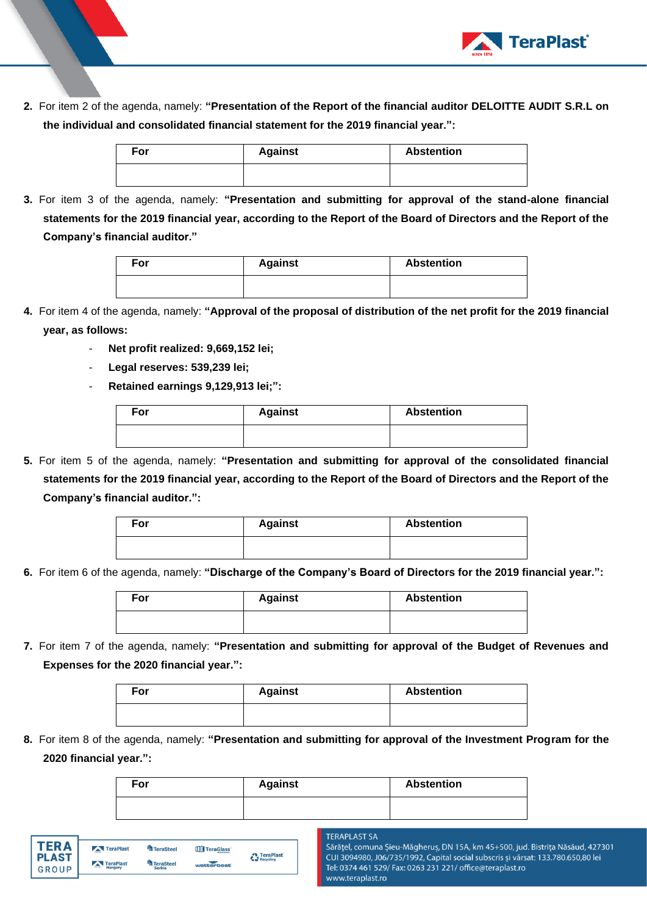2. For item 2 of the agenda, namely: **"Presentation of the Report of the financial auditor DELOITTE AUDIT S.R.L on the individual and consolidated financial statement for the 2019 financial year.":**

| For | Against | Abstention |
|---|---|---|
| | | |

3. For item 3 of the agenda, namely: **"Presentation and submitting for approval of the stand-alone financial statements for the 2019 financial year, according to the Report of the Board of Directors and the Report of the Company's financial auditor."**

| For | Against | Abstention |
|---|---|---|
| | | |

4. For item 4 of the agenda, namely: **"Approval of the proposal of distribution of the net profit for the 2019 financial year, as follows:**
   - **Net profit realized: 9,669,152 lei;**
   - **Legal reserves: 539,239 lei;**
   - **Retained earnings 9,129,913 lei;":**

| For | Against | Abstention |
|---|---|---|
| | | |

5. For item 5 of the agenda, namely: **"Presentation and submitting for approval of the consolidated financial statements for the 2019 financial year, according to the Report of the Board of Directors and the Report of the Company's financial auditor.":**

| For | Against | Abstention |
|---|---|---|
| | | |

6. For item 6 of the agenda, namely: **"Discharge of the Company's Board of Directors for the 2019 financial year.":**

| For | Against | Abstention |
|---|---|---|
| | | |

7. For item 7 of the agenda, namely: **"Presentation and submitting for approval of the Budget of Revenues and Expenses for the 2020 financial year.":**

| For | Against | Abstention |
|---|---|---|
| | | |

8. For item 8 of the agenda, namely: **"Presentation and submitting for approval of the Investment Program for the 2020 financial year.":**

| For | Against | Abstention |
|---|---|---|
| | | |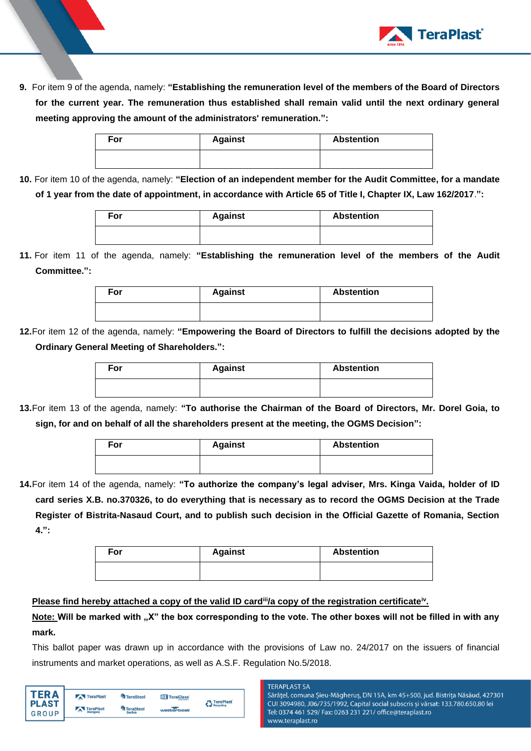9. For item 9 of the agenda, namely: **"Establishing the remuneration level of the members of the Board of Directors for the current year. The remuneration thus established shall remain valid until the next ordinary general meeting approving the amount of the administrators' remuneration.":**

| For | Against | Abstention |
| --- | --- | --- |
| | | |

10. For item 10 of the agenda, namely: **"Election of an independent member for the Audit Committee, for a mandate of 1 year from the date of appointment, in accordance with Article 65 of Title I, Chapter IX, Law 162/2017.":**

| For | Against | Abstention |
| --- | --- | --- |
| | | |

11. For item 11 of the agenda, namely: **"Establishing the remuneration level of the members of the Audit Committee.":**

| For | Against | Abstention |
| --- | --- | --- |
| | | |

12. For item 12 of the agenda, namely: **"Empowering the Board of Directors to fulfill the decisions adopted by the Ordinary General Meeting of Shareholders.":**

| For | Against | Abstention |
| --- | --- | --- |
| | | |

13. For item 13 of the agenda, namely: **"To authorise the Chairman of the Board of Directors, Mr. Dorel Goia, to sign, for and on behalf of all the shareholders present at the meeting, the OGMS Decision":**

| For | Against | Abstention |
| --- | --- | --- |
| | | |

14. For item 14 of the agenda, namely: **"To authorize the company's legal adviser, Mrs. Kinga Vaida, holder of ID card series X.B. no.370326, to do everything that is necessary as to record the OGMS Decision at the Trade Register of Bistrita-Nasaud Court, and to publish such decision in the Official Gazette of Romania, Section 4.":**

| For | Against | Abstention |
| --- | --- | --- |
| | | |

**Please find hereby attached a copy of the valid ID card[iii]/a copy of the registration certificate[iv].**

**Note: Will be marked with „X" the box corresponding to the vote. The other boxes will not be filled in with any mark.**

This ballot paper was drawn up in accordance with the provisions of Law no. 24/2017 on the issuers of financial instruments and market operations, as well as A.S.F. Regulation No.5/2018.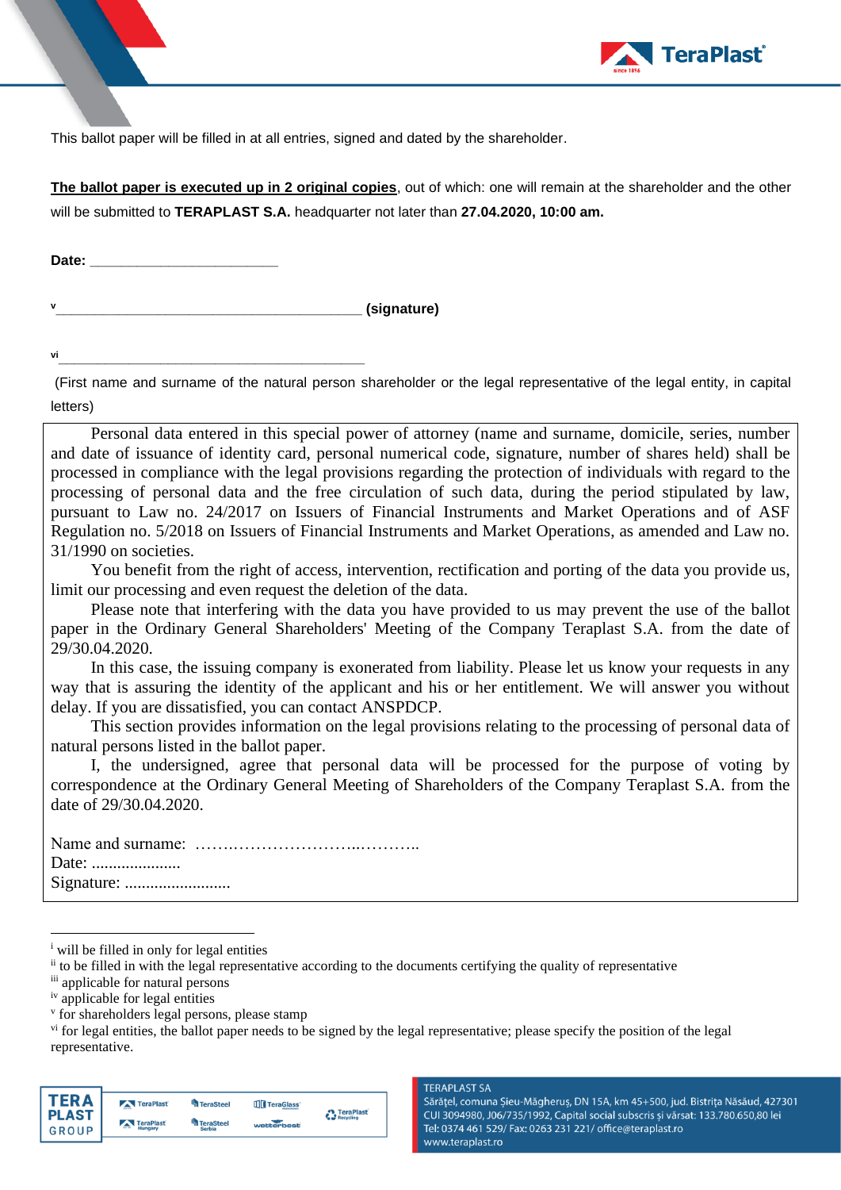This ballot paper will be filled in at all entries, signed and dated by the shareholder.

**The ballot paper is executed up in 2 original copies**, out of which: one will remain at the shareholder and the other will be submitted to **TERAPLAST S.A.** headquarter not later than **27.04.2020, 10:00 am.**

**Date:** _________________________

[v]_________________________________________ **(signature)**

[vi]_________________________________________

(First name and surname of the natural person shareholder or the legal representative of the legal entity, in capital letters)

Personal data entered in this special power of attorney (name and surname, domicile, series, number and date of issuance of identity card, personal numerical code, signature, number of shares held) shall be processed in compliance with the legal provisions regarding the protection of individuals with regard to the processing of personal data and the free circulation of such data, during the period stipulated by law, pursuant to Law no. 24/2017 on Issuers of Financial Instruments and Market Operations and of ASF Regulation no. 5/2018 on Issuers of Financial Instruments and Market Operations, as amended and Law no. 31/1990 on societies.

You benefit from the right of access, intervention, rectification and porting of the data you provide us, limit our processing and even request the deletion of the data.

Please note that interfering with the data you have provided to us may prevent the use of the ballot paper in the Ordinary General Shareholders' Meeting of the Company Teraplast S.A. from the date of 29/30.04.2020.

In this case, the issuing company is exonerated from liability. Please let us know your requests in any way that is assuring the identity of the applicant and his or her entitlement. We will answer you without delay. If you are dissatisfied, you can contact ANSPDCP.

This section provides information on the legal provisions relating to the processing of personal data of natural persons listed in the ballot paper.

I, the undersigned, agree that personal data will be processed for the purpose of voting by correspondence at the Ordinary General Meeting of Shareholders of the Company Teraplast S.A. from the date of 29/30.04.2020.

Name and surname: …….…………………...………..
Date: .....................
Signature: .........................

---

[i] will be filled in only for legal entities
[ii] to be filled in with the legal representative according to the documents certifying the quality of representative
[iii] applicable for natural persons
[iv] applicable for legal entities
[v] for shareholders legal persons, please stamp
[vi] for legal entities, the ballot paper needs to be signed by the legal representative; please specify the position of the legal representative.